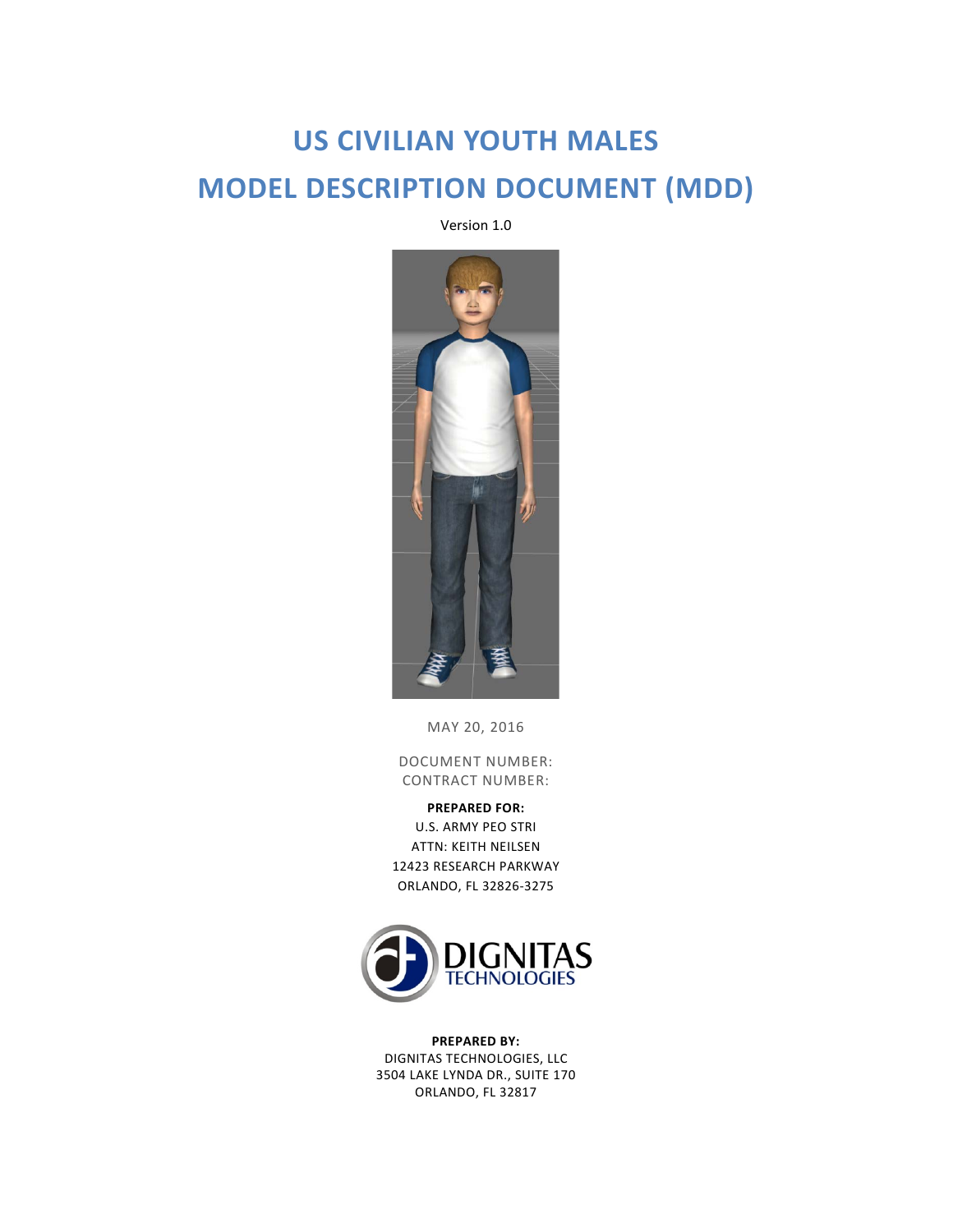# US CIVILIAN YOUTH MALES

# MODEL DESCRIPTION DOCUMENT (MDD)

Version 1.0

MAY 20, 2016

DOCUMENT NUMBER:
CONTRACT NUMBER:

**PREPARED FOR:**
U.S. ARMY PEO STRI
ATTN: KEITH NEILSEN
12423 RESEARCH PARKWAY
ORLANDO, FL 32826-3275

DIGNITAS TECHNOLOGIES

**PREPARED BY:**
DIGNITAS TECHNOLOGIES, LLC
3504 LAKE LYNDA DR., SUITE 170
ORLANDO, FL 32817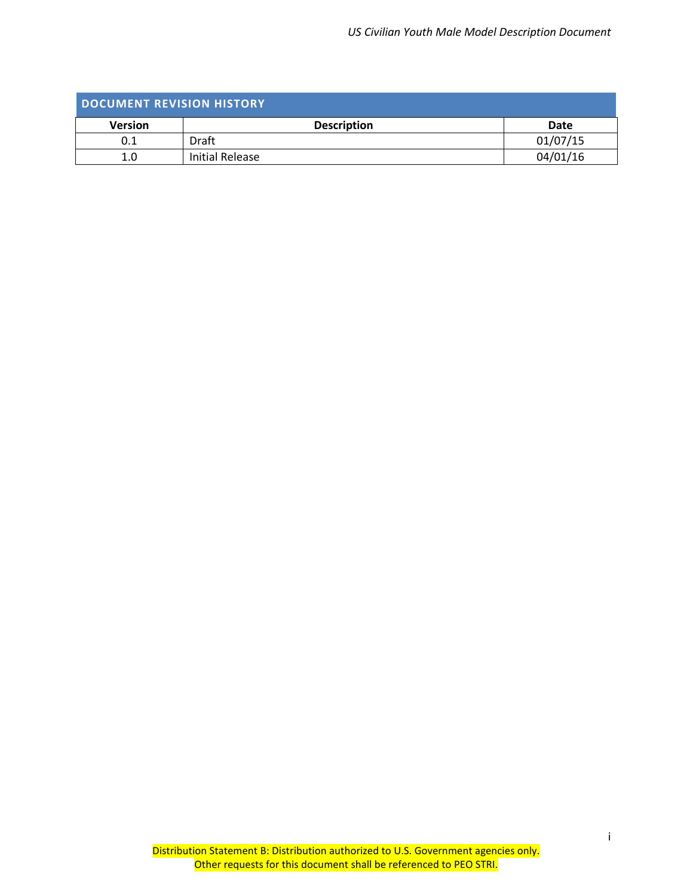## DOCUMENT REVISION HISTORY

| Version | Description | Date |
|---|---|---|
| 0.1 | Draft | 01/07/15 |
| 1.0 | Initial Release | 04/01/16 |

Distribution Statement B: Distribution authorized to U.S. Government agencies only.
Other requests for this document shall be referenced to PEO STRI.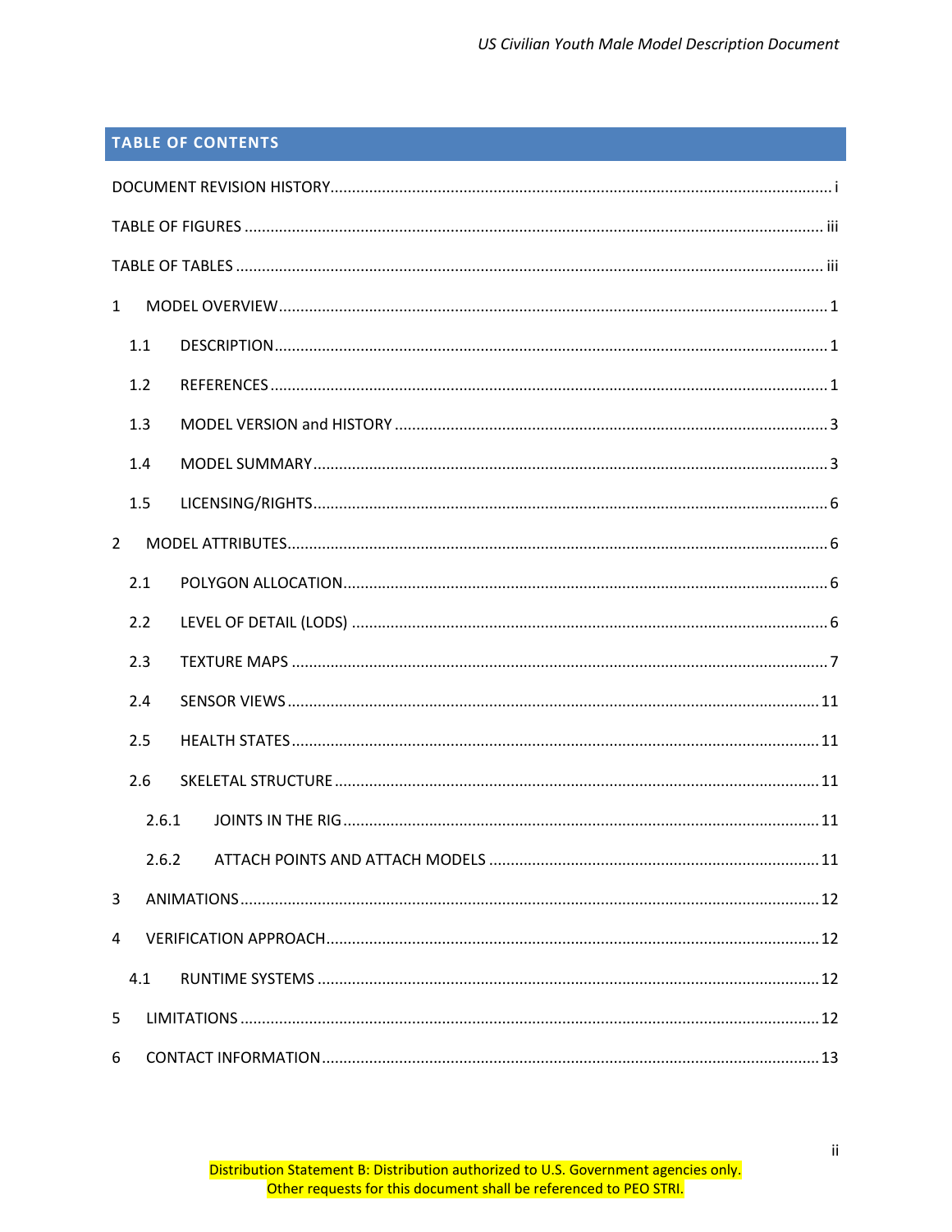## TABLE OF CONTENTS

DOCUMENT REVISION HISTORY .......... i

TABLE OF FIGURES .......... iii

TABLE OF TABLES .......... iii

1 MODEL OVERVIEW .......... 1

- 1.1 DESCRIPTION .......... 1
- 1.2 REFERENCES .......... 1
- 1.3 MODEL VERSION and HISTORY .......... 3
- 1.4 MODEL SUMMARY .......... 3
- 1.5 LICENSING/RIGHTS .......... 6

2 MODEL ATTRIBUTES .......... 6

- 2.1 POLYGON ALLOCATION .......... 6
- 2.2 LEVEL OF DETAIL (LODS) .......... 6
- 2.3 TEXTURE MAPS .......... 7
- 2.4 SENSOR VIEWS .......... 11
- 2.5 HEALTH STATES .......... 11
- 2.6 SKELETAL STRUCTURE .......... 11
  - 2.6.1 JOINTS IN THE RIG .......... 11
  - 2.6.2 ATTACH POINTS AND ATTACH MODELS .......... 11

3 ANIMATIONS .......... 12

4 VERIFICATION APPROACH .......... 12

- 4.1 RUNTIME SYSTEMS .......... 12

5 LIMITATIONS .......... 12

6 CONTACT INFORMATION .......... 13

Distribution Statement B: Distribution authorized to U.S. Government agencies only.
Other requests for this document shall be referenced to PEO STRI.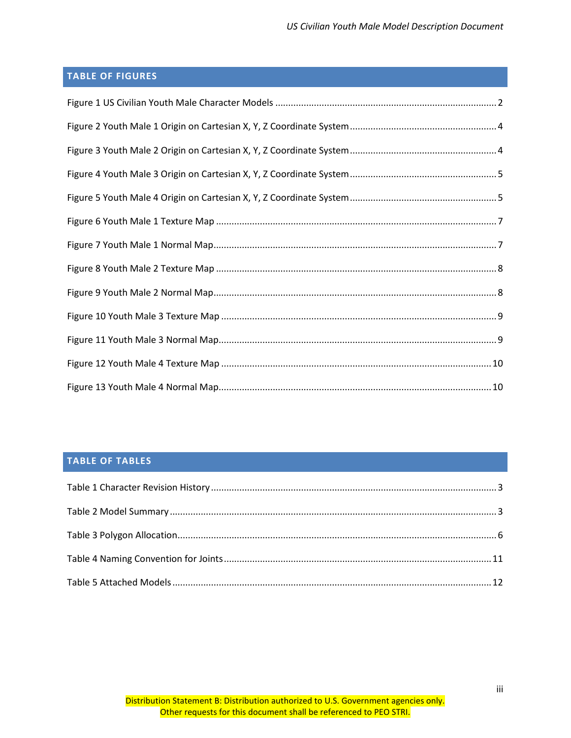## TABLE OF FIGURES

Figure 1 US Civilian Youth Male Character Models ..... 2

Figure 2 Youth Male 1 Origin on Cartesian X, Y, Z Coordinate System ..... 4

Figure 3 Youth Male 2 Origin on Cartesian X, Y, Z Coordinate System ..... 4

Figure 4 Youth Male 3 Origin on Cartesian X, Y, Z Coordinate System ..... 5

Figure 5 Youth Male 4 Origin on Cartesian X, Y, Z Coordinate System ..... 5

Figure 6 Youth Male 1 Texture Map ..... 7

Figure 7 Youth Male 1 Normal Map ..... 7

Figure 8 Youth Male 2 Texture Map ..... 8

Figure 9 Youth Male 2 Normal Map ..... 8

Figure 10 Youth Male 3 Texture Map ..... 9

Figure 11 Youth Male 3 Normal Map ..... 9

Figure 12 Youth Male 4 Texture Map ..... 10

Figure 13 Youth Male 4 Normal Map ..... 10

## TABLE OF TABLES

Table 1 Character Revision History ..... 3

Table 2 Model Summary ..... 3

Table 3 Polygon Allocation ..... 6

Table 4 Naming Convention for Joints ..... 11

Table 5 Attached Models ..... 12

Distribution Statement B: Distribution authorized to U.S. Government agencies only.
Other requests for this document shall be referenced to PEO STRI.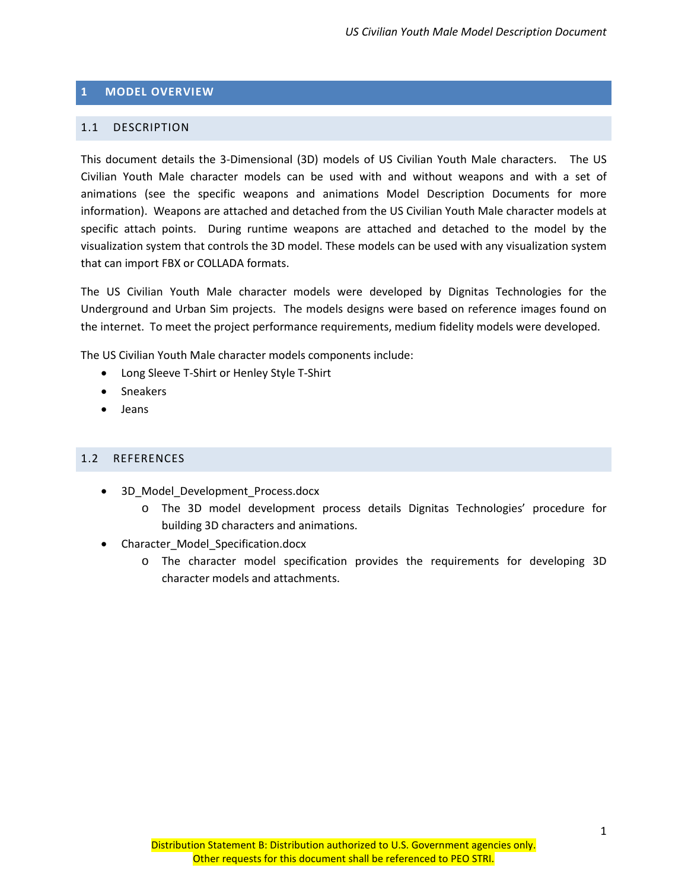# 1 MODEL OVERVIEW

## 1.1 DESCRIPTION

This document details the 3-Dimensional (3D) models of US Civilian Youth Male characters. The US Civilian Youth Male character models can be used with and without weapons and with a set of animations (see the specific weapons and animations Model Description Documents for more information). Weapons are attached and detached from the US Civilian Youth Male character models at specific attach points. During runtime weapons are attached and detached to the model by the visualization system that controls the 3D model. These models can be used with any visualization system that can import FBX or COLLADA formats.

The US Civilian Youth Male character models were developed by Dignitas Technologies for the Underground and Urban Sim projects. The models designs were based on reference images found on the internet. To meet the project performance requirements, medium fidelity models were developed.

The US Civilian Youth Male character models components include:

- Long Sleeve T-Shirt or Henley Style T-Shirt
- Sneakers
- Jeans

## 1.2 REFERENCES

- 3D_Model_Development_Process.docx
  - The 3D model development process details Dignitas Technologies' procedure for building 3D characters and animations.
- Character_Model_Specification.docx
  - The character model specification provides the requirements for developing 3D character models and attachments.

Distribution Statement B: Distribution authorized to U.S. Government agencies only.
Other requests for this document shall be referenced to PEO STRI.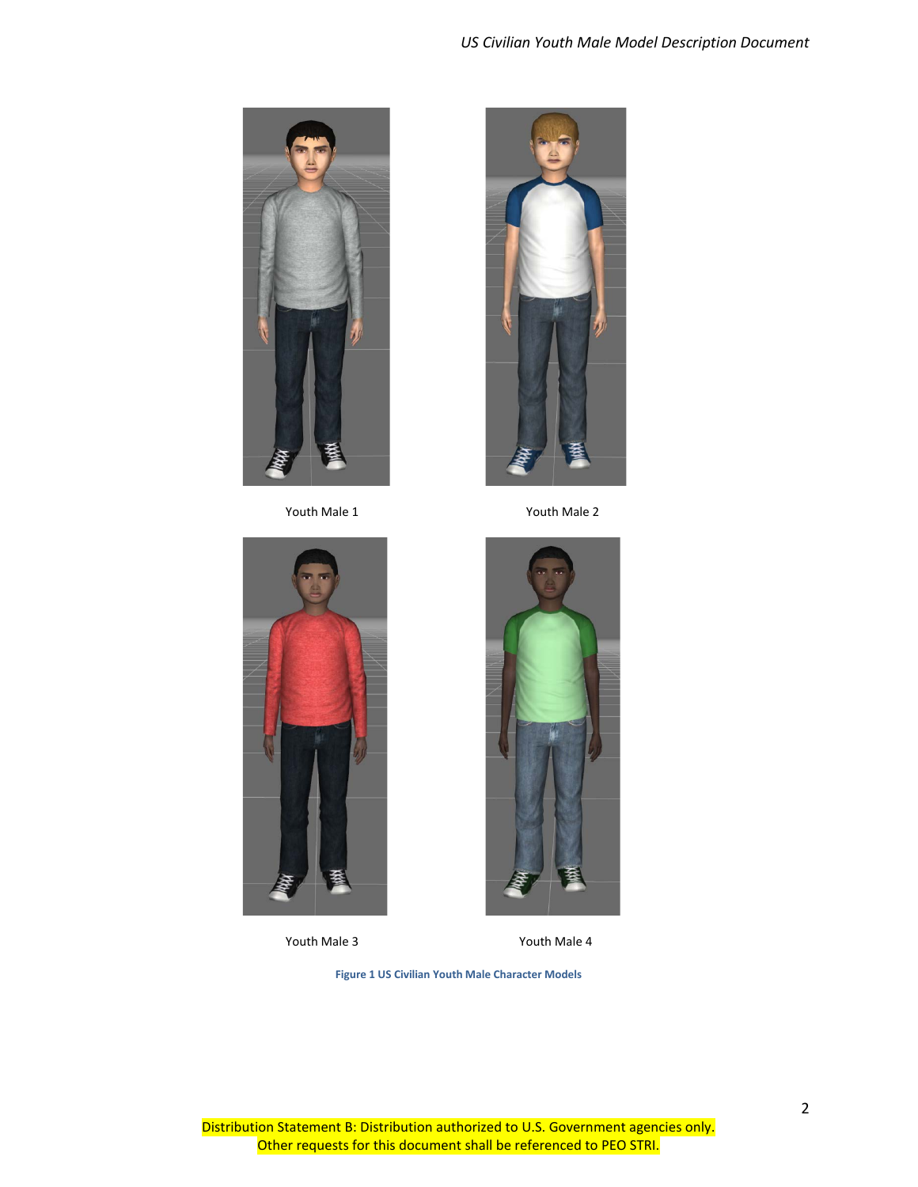Youth Male 1

Youth Male 2

Youth Male 3

Youth Male 4

**Figure 1 US Civilian Youth Male Character Models**

Distribution Statement B: Distribution authorized to U.S. Government agencies only.
Other requests for this document shall be referenced to PEO STRI.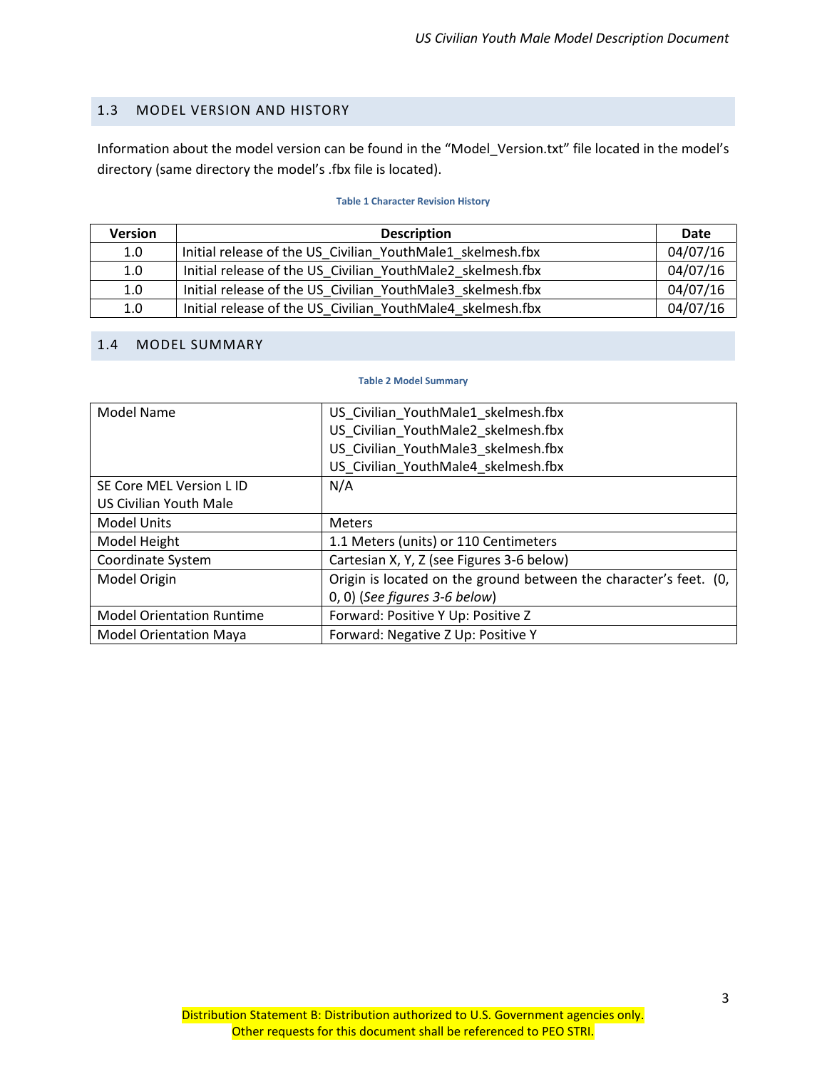## 1.3 MODEL VERSION AND HISTORY

Information about the model version can be found in the "Model_Version.txt" file located in the model's directory (same directory the model's .fbx file is located).

**Table 1 Character Revision History**

| Version | Description | Date |
|---|---|---|
| 1.0 | Initial release of the US_Civilian_YouthMale1_skelmesh.fbx | 04/07/16 |
| 1.0 | Initial release of the US_Civilian_YouthMale2_skelmesh.fbx | 04/07/16 |
| 1.0 | Initial release of the US_Civilian_YouthMale3_skelmesh.fbx | 04/07/16 |
| 1.0 | Initial release of the US_Civilian_YouthMale4_skelmesh.fbx | 04/07/16 |

## 1.4 MODEL SUMMARY

**Table 2 Model Summary**

| | |
|---|---|
| Model Name | US_Civilian_YouthMale1_skelmesh.fbx<br>US_Civilian_YouthMale2_skelmesh.fbx<br>US_Civilian_YouthMale3_skelmesh.fbx<br>US_Civilian_YouthMale4_skelmesh.fbx |
| SE Core MEL Version L ID<br>US Civilian Youth Male | N/A |
| Model Units | Meters |
| Model Height | 1.1 Meters (units) or 110 Centimeters |
| Coordinate System | Cartesian X, Y, Z (see Figures 3-6 below) |
| Model Origin | Origin is located on the ground between the character's feet. (0, 0, 0) (*See figures 3-6 below*) |
| Model Orientation Runtime | Forward: Positive Y Up: Positive Z |
| Model Orientation Maya | Forward: Negative Z Up: Positive Y |

Distribution Statement B: Distribution authorized to U.S. Government agencies only.
Other requests for this document shall be referenced to PEO STRI.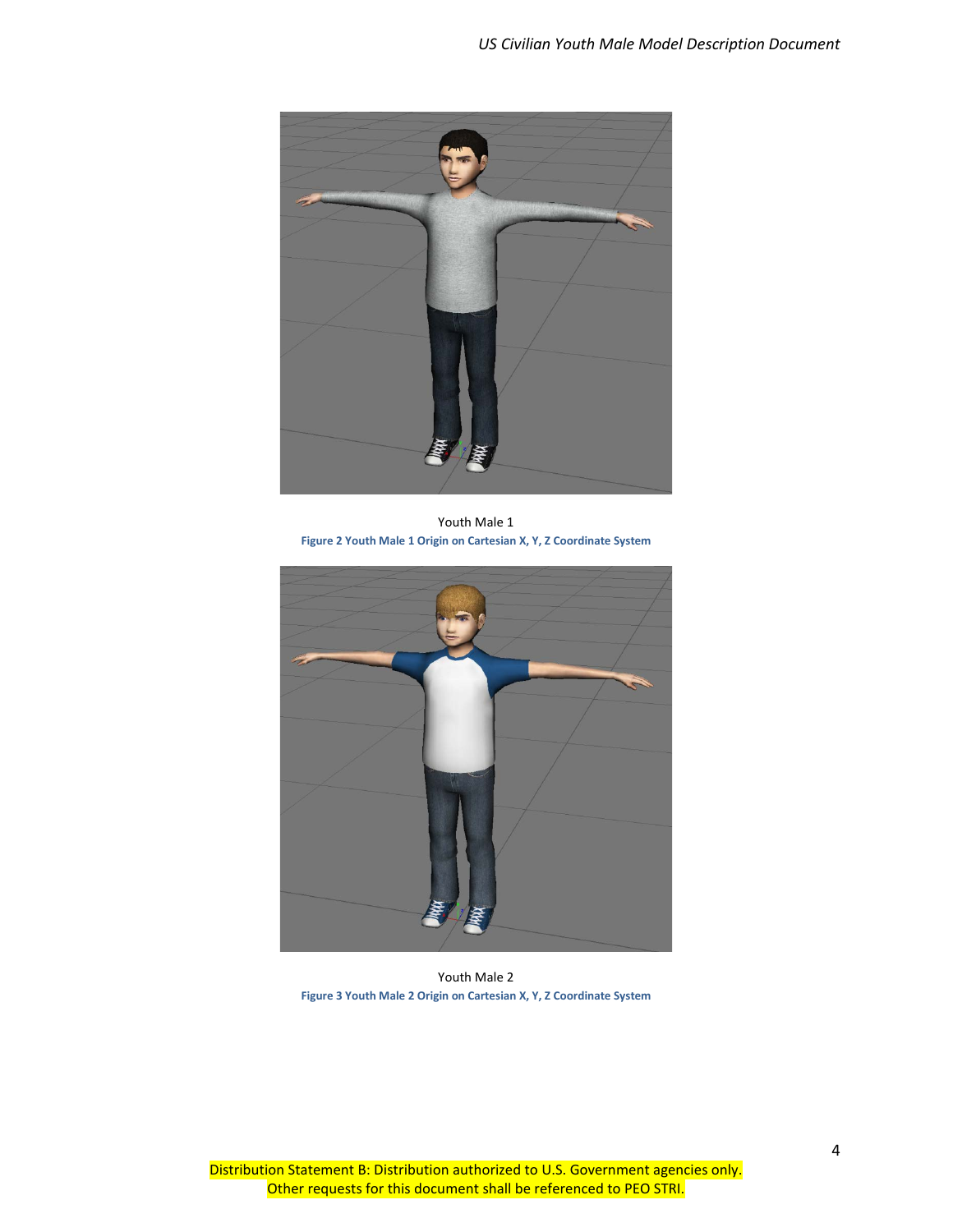Youth Male 1

**Figure 2 Youth Male 1 Origin on Cartesian X, Y, Z Coordinate System**

Youth Male 2

**Figure 3 Youth Male 2 Origin on Cartesian X, Y, Z Coordinate System**

Distribution Statement B: Distribution authorized to U.S. Government agencies only.
Other requests for this document shall be referenced to PEO STRI.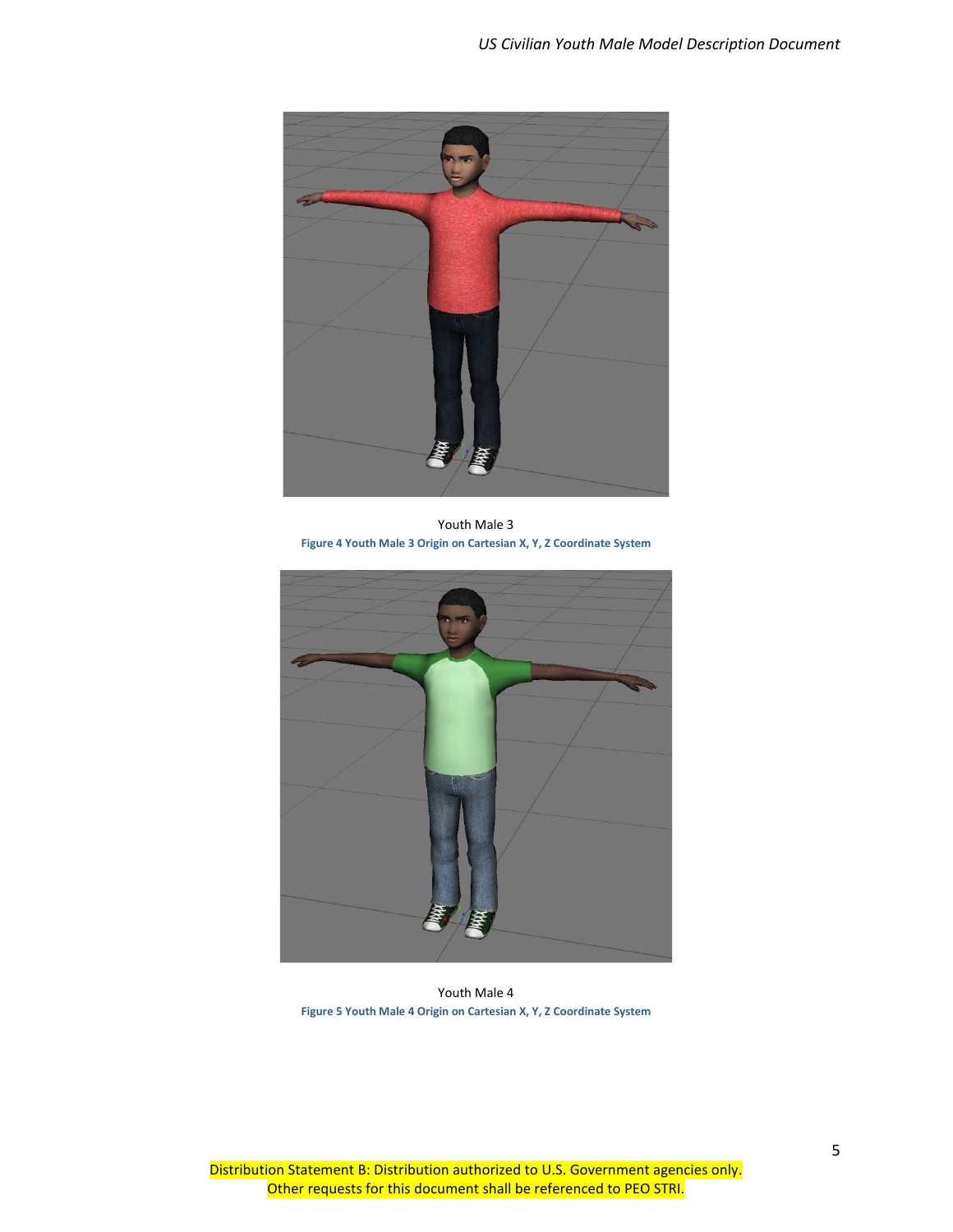Youth Male 3

Figure 4 Youth Male 3 Origin on Cartesian X, Y, Z Coordinate System

Youth Male 4

Figure 5 Youth Male 4 Origin on Cartesian X, Y, Z Coordinate System

Distribution Statement B: Distribution authorized to U.S. Government agencies only. Other requests for this document shall be referenced to PEO STRI.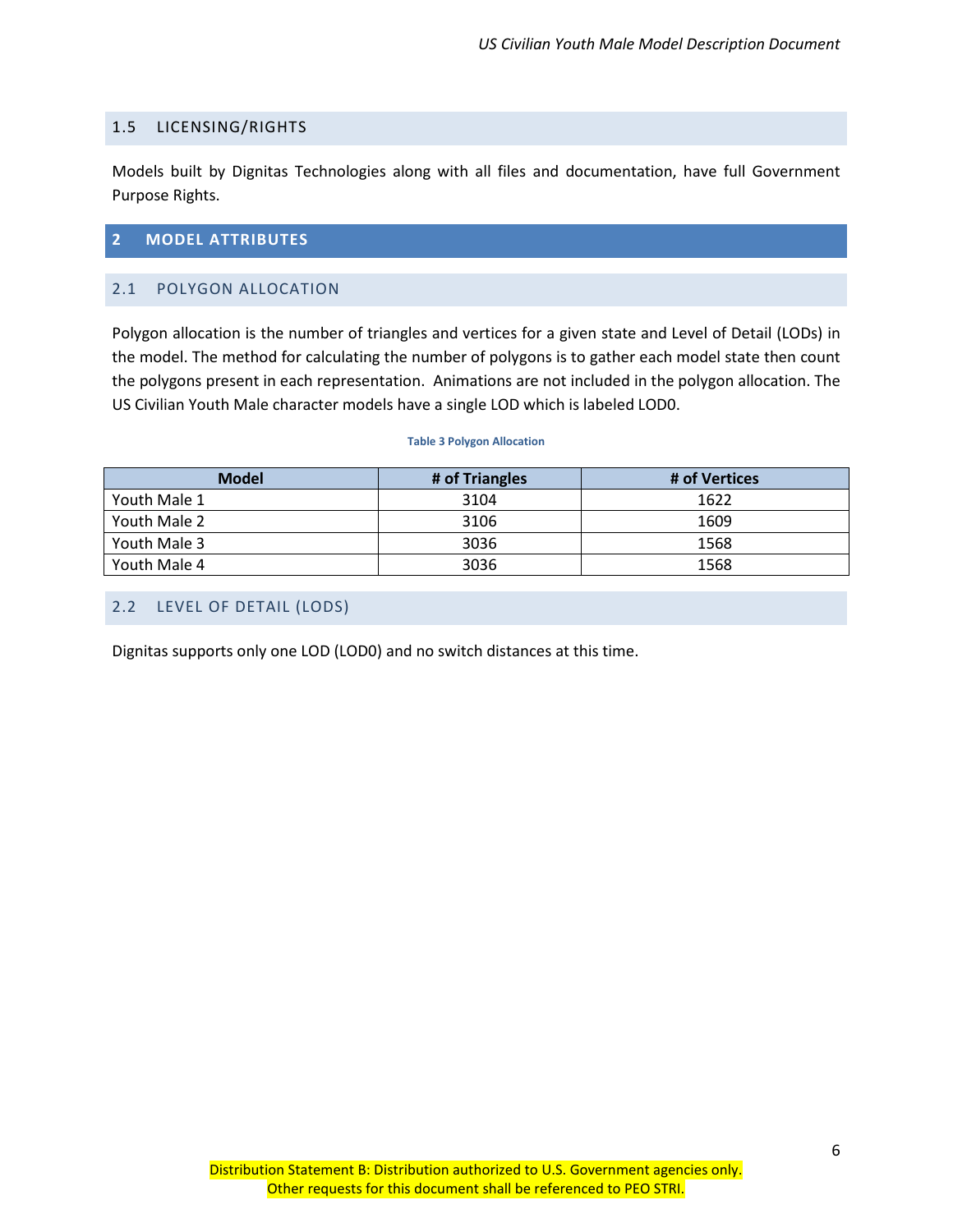### 1.5 LICENSING/RIGHTS

Models built by Dignitas Technologies along with all files and documentation, have full Government Purpose Rights.

## 2 MODEL ATTRIBUTES

### 2.1 POLYGON ALLOCATION

Polygon allocation is the number of triangles and vertices for a given state and Level of Detail (LODs) in the model. The method for calculating the number of polygons is to gather each model state then count the polygons present in each representation. Animations are not included in the polygon allocation. The US Civilian Youth Male character models have a single LOD which is labeled LOD0.

**Table 3 Polygon Allocation**

| Model | # of Triangles | # of Vertices |
|---|---|---|
| Youth Male 1 | 3104 | 1622 |
| Youth Male 2 | 3106 | 1609 |
| Youth Male 3 | 3036 | 1568 |
| Youth Male 4 | 3036 | 1568 |

### 2.2 LEVEL OF DETAIL (LODS)

Dignitas supports only one LOD (LOD0) and no switch distances at this time.

Distribution Statement B: Distribution authorized to U.S. Government agencies only.
Other requests for this document shall be referenced to PEO STRI.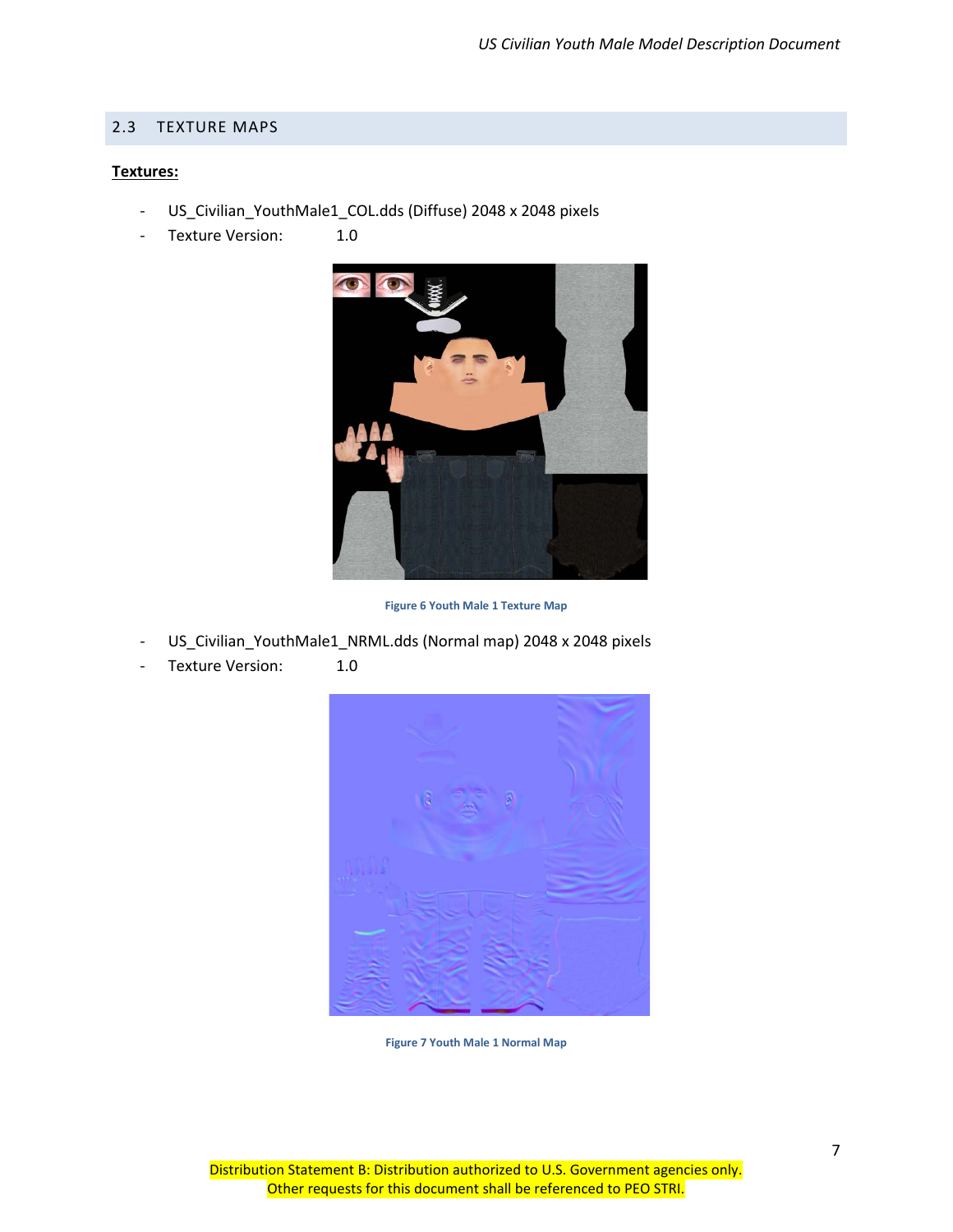## 2.3 TEXTURE MAPS

**Textures:**

- US_Civilian_YouthMale1_COL.dds (Diffuse) 2048 x 2048 pixels
- Texture Version: 1.0

Figure 6 Youth Male 1 Texture Map

- US_Civilian_YouthMale1_NRML.dds (Normal map) 2048 x 2048 pixels
- Texture Version: 1.0

Figure 7 Youth Male 1 Normal Map

Distribution Statement B: Distribution authorized to U.S. Government agencies only. Other requests for this document shall be referenced to PEO STRI.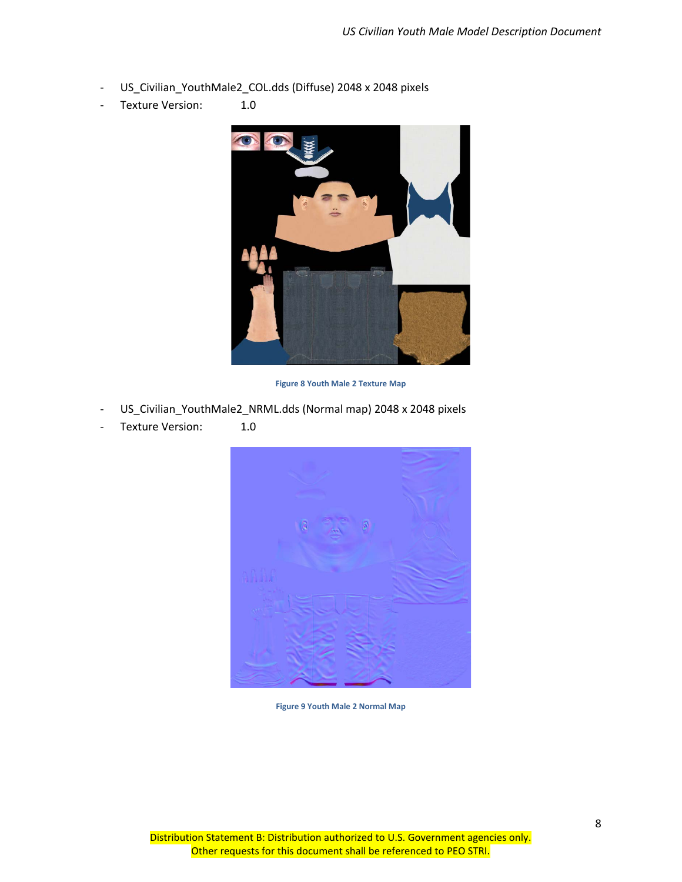- US_Civilian_YouthMale2_COL.dds (Diffuse) 2048 x 2048 pixels
- Texture Version: 1.0

Figure 8 Youth Male 2 Texture Map

- US_Civilian_YouthMale2_NRML.dds (Normal map) 2048 x 2048 pixels
- Texture Version: 1.0

Figure 9 Youth Male 2 Normal Map

Distribution Statement B: Distribution authorized to U.S. Government agencies only. Other requests for this document shall be referenced to PEO STRI.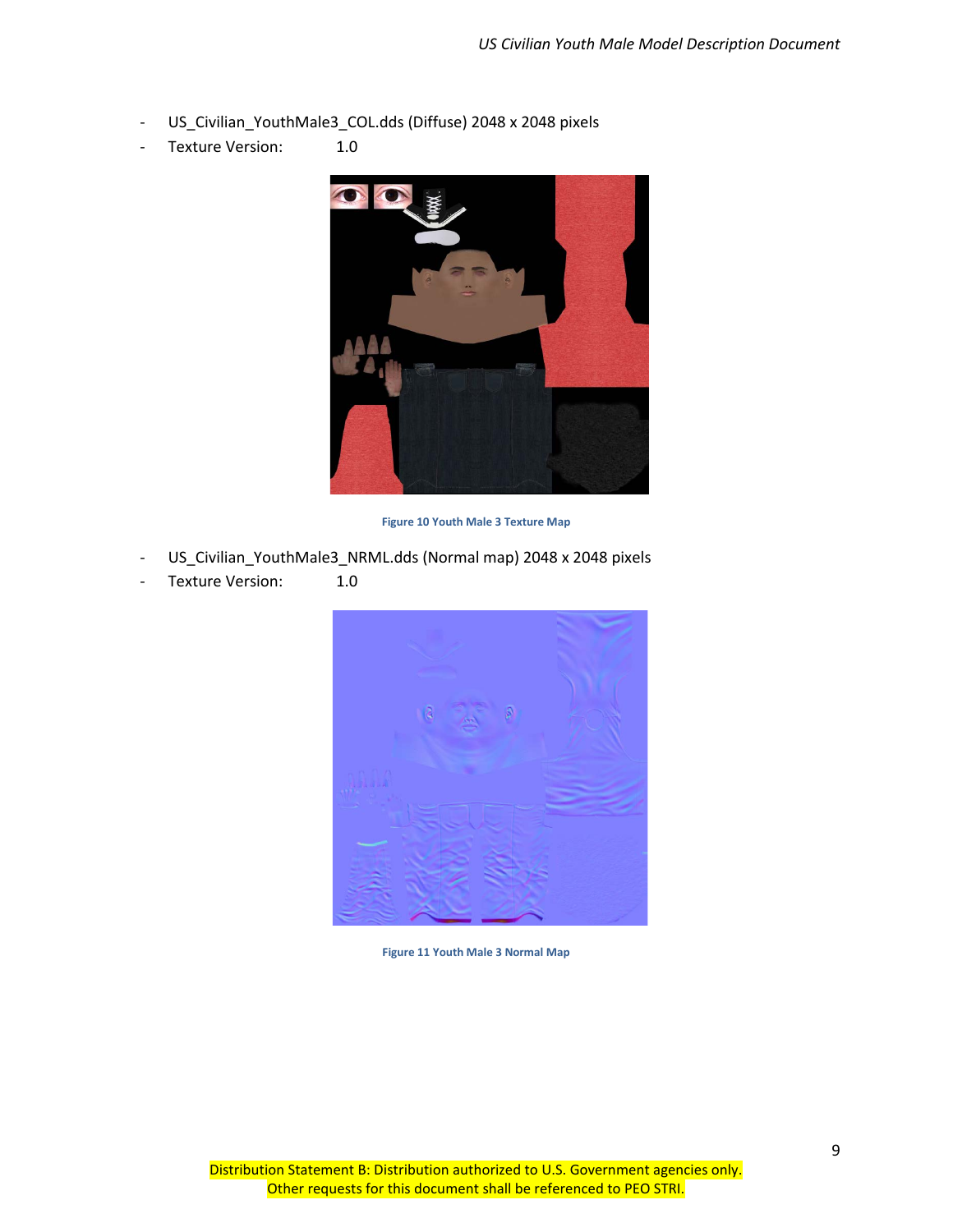- US_Civilian_YouthMale3_COL.dds (Diffuse) 2048 x 2048 pixels
- Texture Version: 1.0

Figure 10 Youth Male 3 Texture Map

- US_Civilian_YouthMale3_NRML.dds (Normal map) 2048 x 2048 pixels
- Texture Version: 1.0

Figure 11 Youth Male 3 Normal Map

Distribution Statement B: Distribution authorized to U.S. Government agencies only.
Other requests for this document shall be referenced to PEO STRI.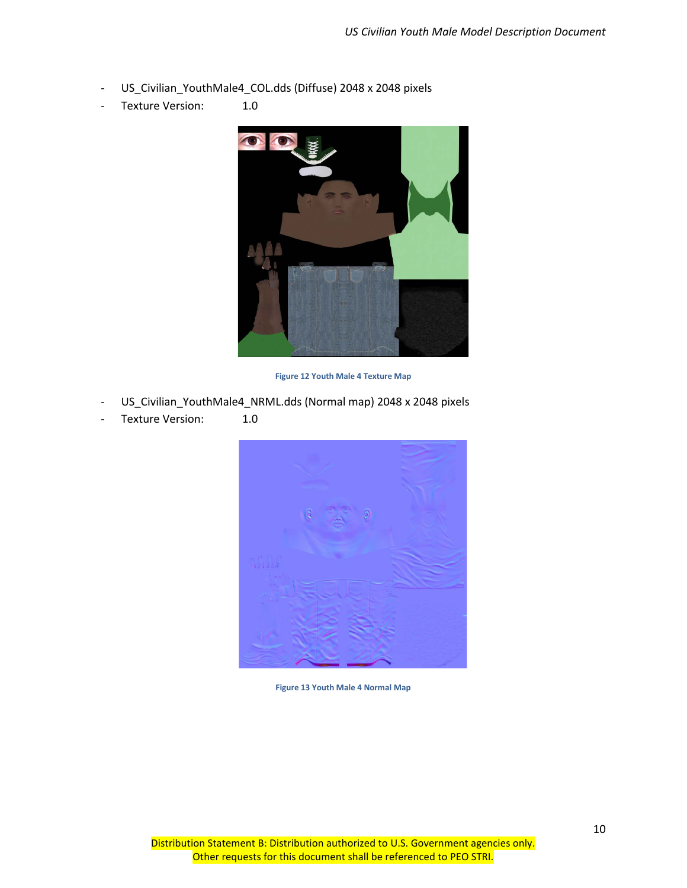- US_Civilian_YouthMale4_COL.dds (Diffuse) 2048 x 2048 pixels
- Texture Version: 1.0

Figure 12 Youth Male 4 Texture Map

- US_Civilian_YouthMale4_NRML.dds (Normal map) 2048 x 2048 pixels
- Texture Version: 1.0

Figure 13 Youth Male 4 Normal Map

Distribution Statement B: Distribution authorized to U.S. Government agencies only.
Other requests for this document shall be referenced to PEO STRI.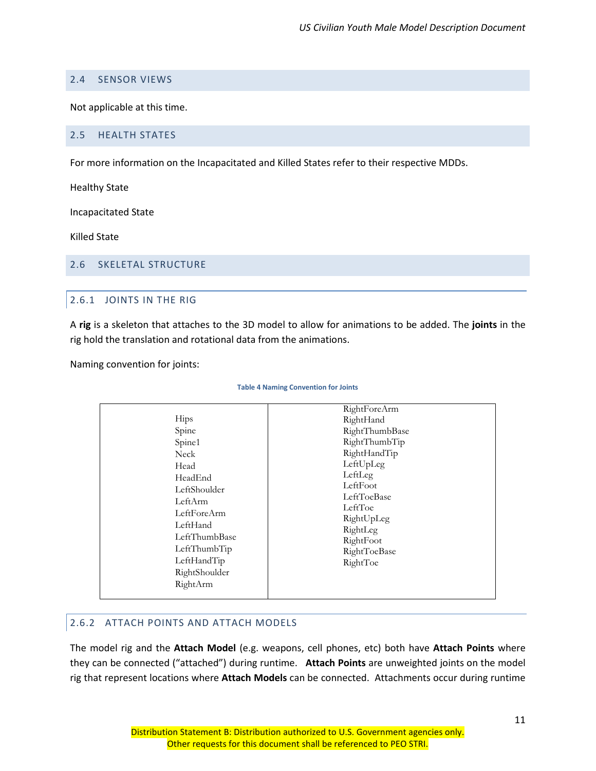## 2.4 SENSOR VIEWS

Not applicable at this time.

## 2.5 HEALTH STATES

For more information on the Incapacitated and Killed States refer to their respective MDDs.

Healthy State

Incapacitated State

Killed State

## 2.6 SKELETAL STRUCTURE

### 2.6.1 JOINTS IN THE RIG

A **rig** is a skeleton that attaches to the 3D model to allow for animations to be added. The **joints** in the rig hold the translation and rotational data from the animations.

Naming convention for joints:

**Table 4 Naming Convention for Joints**

| | |
|---|---|
| Hips<br>Spine<br>Spine1<br>Neck<br>Head<br>HeadEnd<br>LeftShoulder<br>LeftArm<br>LeftForeArm<br>LeftHand<br>LeftThumbBase<br>LeftThumbTip<br>LeftHandTip<br>RightShoulder<br>RightArm | RightForeArm<br>RightHand<br>RightThumbBase<br>RightThumbTip<br>RightHandTip<br>LeftUpLeg<br>LeftLeg<br>LeftFoot<br>LeftToeBase<br>LeftToe<br>RightUpLeg<br>RightLeg<br>RightFoot<br>RightToeBase<br>RightToe |

### 2.6.2 ATTACH POINTS AND ATTACH MODELS

The model rig and the **Attach Model** (e.g. weapons, cell phones, etc) both have **Attach Points** where they can be connected ("attached") during runtime. **Attach Points** are unweighted joints on the model rig that represent locations where **Attach Models** can be connected. Attachments occur during runtime

Distribution Statement B: Distribution authorized to U.S. Government agencies only.
Other requests for this document shall be referenced to PEO STRI.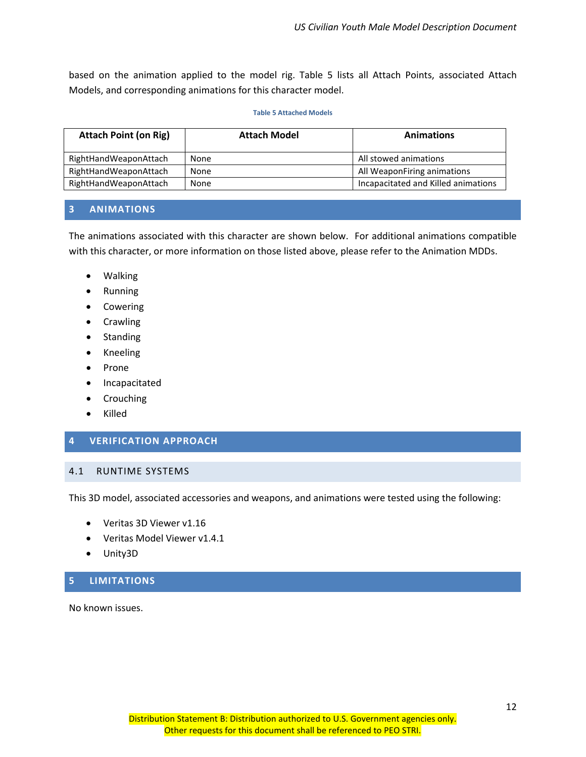based on the animation applied to the model rig. Table 5 lists all Attach Points, associated Attach Models, and corresponding animations for this character model.

**Table 5 Attached Models**

| Attach Point (on Rig) | Attach Model | Animations |
|---|---|---|
| RightHandWeaponAttach | None | All stowed animations |
| RightHandWeaponAttach | None | All WeaponFiring animations |
| RightHandWeaponAttach | None | Incapacitated and Killed animations |

# 3 ANIMATIONS

The animations associated with this character are shown below. For additional animations compatible with this character, or more information on those listed above, please refer to the Animation MDDs.

- Walking
- Running
- Cowering
- Crawling
- Standing
- Kneeling
- Prone
- Incapacitated
- Crouching
- Killed

# 4 VERIFICATION APPROACH

## 4.1 RUNTIME SYSTEMS

This 3D model, associated accessories and weapons, and animations were tested using the following:

- Veritas 3D Viewer v1.16
- Veritas Model Viewer v1.4.1
- Unity3D

# 5 LIMITATIONS

No known issues.

Distribution Statement B: Distribution authorized to U.S. Government agencies only.
Other requests for this document shall be referenced to PEO STRI.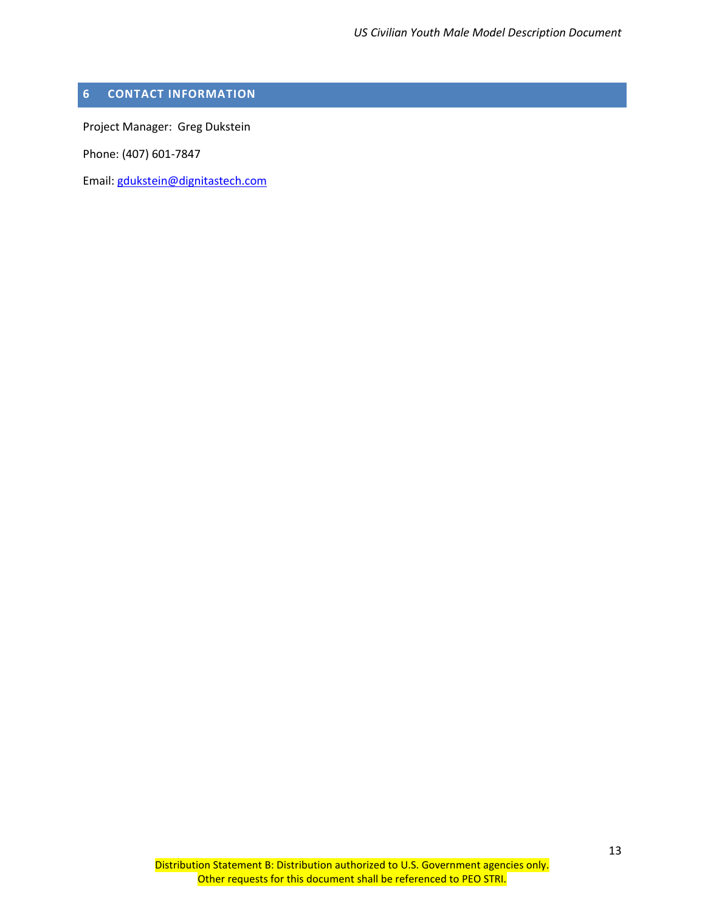## 6 CONTACT INFORMATION

Project Manager: Greg Dukstein

Phone: (407) 601-7847

Email: gdukstein@dignitastech.com

Distribution Statement B: Distribution authorized to U.S. Government agencies only.
Other requests for this document shall be referenced to PEO STRI.